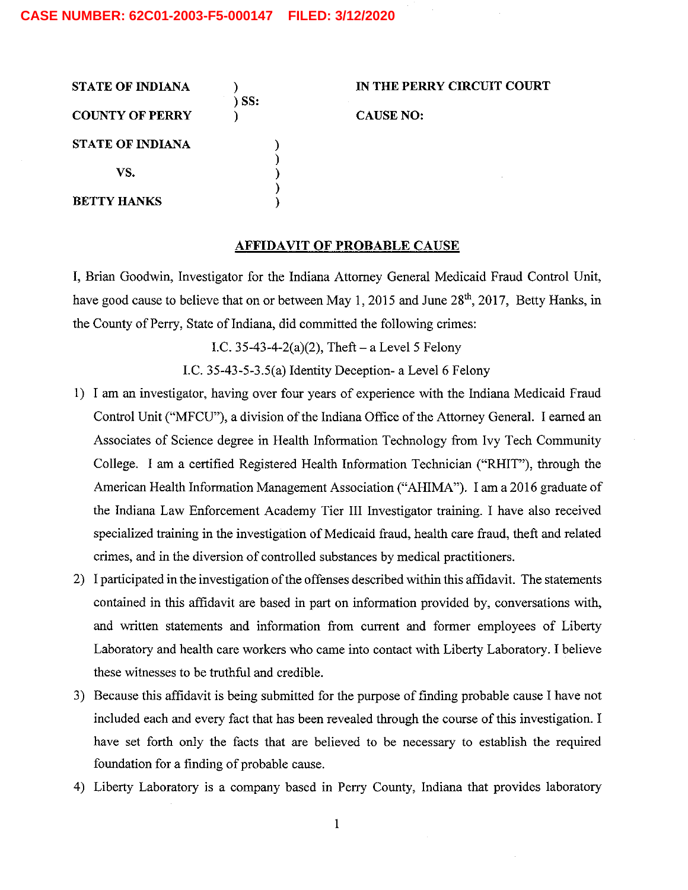CASE NUMBER: 62C01-2003-F5-000147 FILED: 3/12/2020

| | | |
|---|---|---|
| **STATE OF INDIANA** | ) | **IN THE PERRY CIRCUIT COURT** |
| | ) SS: | |
| **COUNTY OF PERRY** | ) | **CAUSE NO:** |

**STATE OF INDIANA** )
)
**VS.** )
)
**BETTY HANKS** )

## AFFIDAVIT OF PROBABLE CAUSE

I, Brian Goodwin, Investigator for the Indiana Attorney General Medicaid Fraud Control Unit, have good cause to believe that on or between May 1, 2015 and June 28th, 2017, Betty Hanks, in the County of Perry, State of Indiana, did committed the following crimes:

I.C. 35-43-4-2(a)(2), Theft – a Level 5 Felony

I.C. 35-43-5-3.5(a) Identity Deception- a Level 6 Felony

1) I am an investigator, having over four years of experience with the Indiana Medicaid Fraud Control Unit ("MFCU"), a division of the Indiana Office of the Attorney General. I earned an Associates of Science degree in Health Information Technology from Ivy Tech Community College. I am a certified Registered Health Information Technician ("RHIT"), through the American Health Information Management Association ("AHIMA"). I am a 2016 graduate of the Indiana Law Enforcement Academy Tier III Investigator training. I have also received specialized training in the investigation of Medicaid fraud, health care fraud, theft and related crimes, and in the diversion of controlled substances by medical practitioners.
2) I participated in the investigation of the offenses described within this affidavit. The statements contained in this affidavit are based in part on information provided by, conversations with, and written statements and information from current and former employees of Liberty Laboratory and health care workers who came into contact with Liberty Laboratory. I believe these witnesses to be truthful and credible.
3) Because this affidavit is being submitted for the purpose of finding probable cause I have not included each and every fact that has been revealed through the course of this investigation. I have set forth only the facts that are believed to be necessary to establish the required foundation for a finding of probable cause.
4) Liberty Laboratory is a company based in Perry County, Indiana that provides laboratory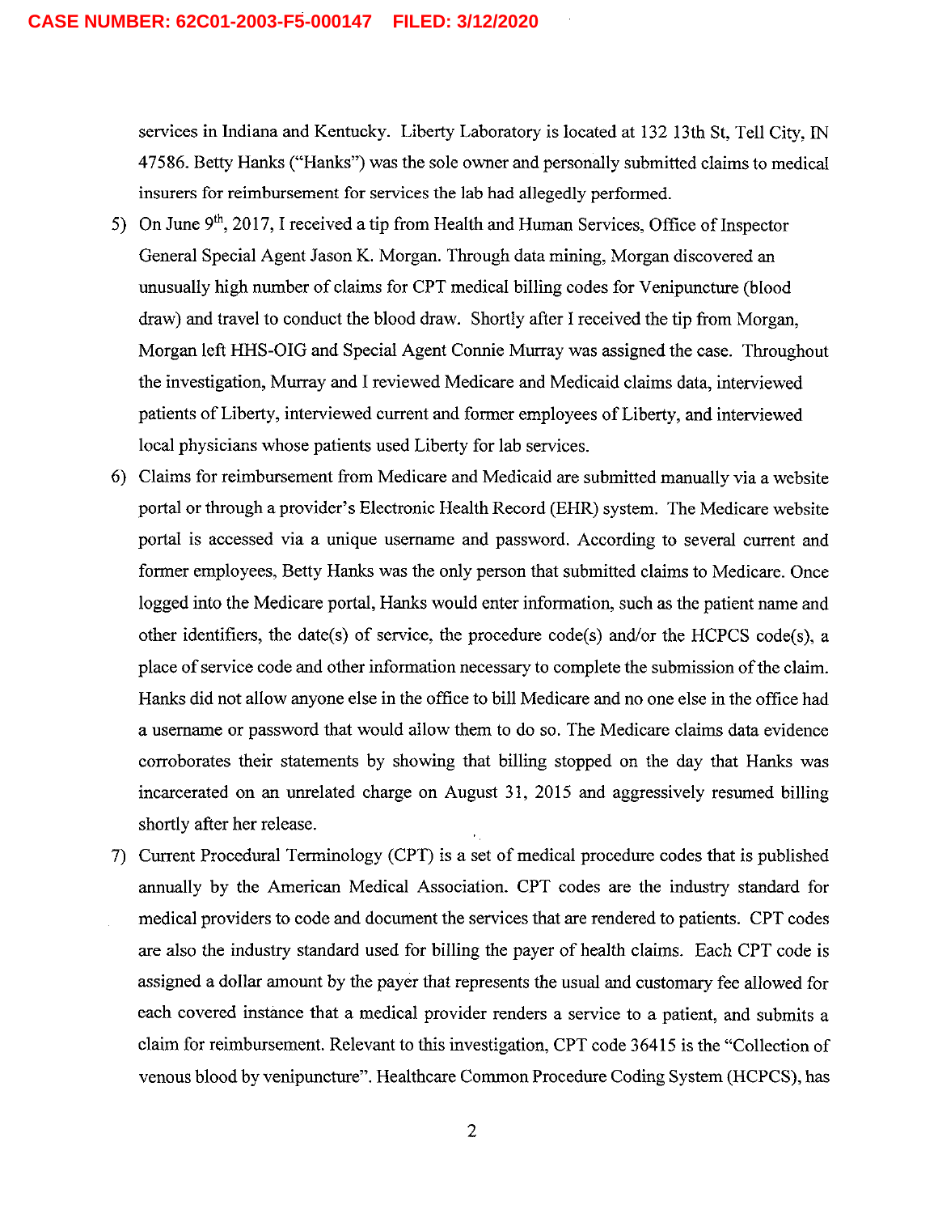services in Indiana and Kentucky. Liberty Laboratory is located at 132 13th St, Tell City, IN 47586. Betty Hanks ("Hanks") was the sole owner and personally submitted claims to medical insurers for reimbursement for services the lab had allegedly performed.

5) On June 9th, 2017, I received a tip from Health and Human Services, Office of Inspector General Special Agent Jason K. Morgan. Through data mining, Morgan discovered an unusually high number of claims for CPT medical billing codes for Venipuncture (blood draw) and travel to conduct the blood draw. Shortly after I received the tip from Morgan, Morgan left HHS-OIG and Special Agent Connie Murray was assigned the case. Throughout the investigation, Murray and I reviewed Medicare and Medicaid claims data, interviewed patients of Liberty, interviewed current and former employees of Liberty, and interviewed local physicians whose patients used Liberty for lab services.

6) Claims for reimbursement from Medicare and Medicaid are submitted manually via a website portal or through a provider's Electronic Health Record (EHR) system. The Medicare website portal is accessed via a unique username and password. According to several current and former employees, Betty Hanks was the only person that submitted claims to Medicare. Once logged into the Medicare portal, Hanks would enter information, such as the patient name and other identifiers, the date(s) of service, the procedure code(s) and/or the HCPCS code(s), a place of service code and other information necessary to complete the submission of the claim. Hanks did not allow anyone else in the office to bill Medicare and no one else in the office had a username or password that would allow them to do so. The Medicare claims data evidence corroborates their statements by showing that billing stopped on the day that Hanks was incarcerated on an unrelated charge on August 31, 2015 and aggressively resumed billing shortly after her release.

7) Current Procedural Terminology (CPT) is a set of medical procedure codes that is published annually by the American Medical Association. CPT codes are the industry standard for medical providers to code and document the services that are rendered to patients. CPT codes are also the industry standard used for billing the payer of health claims. Each CPT code is assigned a dollar amount by the payer that represents the usual and customary fee allowed for each covered instance that a medical provider renders a service to a patient, and submits a claim for reimbursement. Relevant to this investigation, CPT code 36415 is the "Collection of venous blood by venipuncture". Healthcare Common Procedure Coding System (HCPCS), has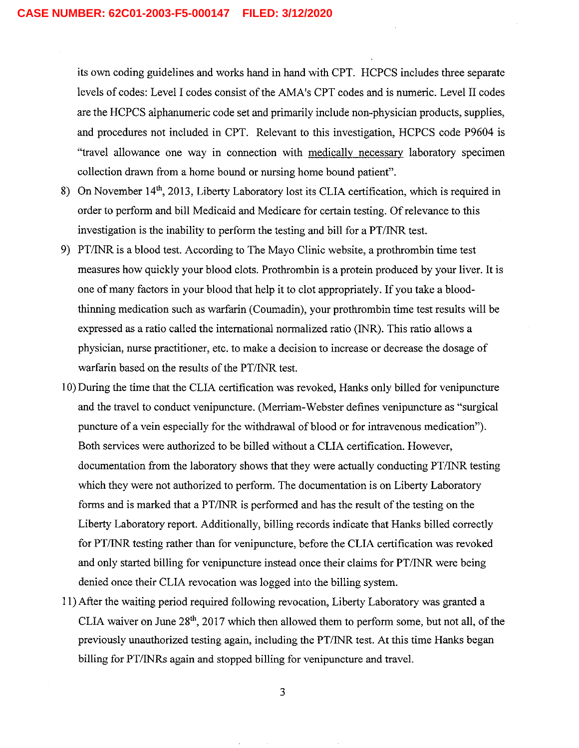its own coding guidelines and works hand in hand with CPT. HCPCS includes three separate levels of codes: Level I codes consist of the AMA's CPT codes and is numeric. Level II codes are the HCPCS alphanumeric code set and primarily include non-physician products, supplies, and procedures not included in CPT. Relevant to this investigation, HCPCS code P9604 is "travel allowance one way in connection with medically necessary laboratory specimen collection drawn from a home bound or nursing home bound patient".

8) On November 14th, 2013, Liberty Laboratory lost its CLIA certification, which is required in order to perform and bill Medicaid and Medicare for certain testing. Of relevance to this investigation is the inability to perform the testing and bill for a PT/INR test.

9) PT/INR is a blood test. According to The Mayo Clinic website, a prothrombin time test measures how quickly your blood clots. Prothrombin is a protein produced by your liver. It is one of many factors in your blood that help it to clot appropriately. If you take a blood-thinning medication such as warfarin (Coumadin), your prothrombin time test results will be expressed as a ratio called the international normalized ratio (INR). This ratio allows a physician, nurse practitioner, etc. to make a decision to increase or decrease the dosage of warfarin based on the results of the PT/INR test.

10) During the time that the CLIA certification was revoked, Hanks only billed for venipuncture and the travel to conduct venipuncture. (Merriam-Webster defines venipuncture as "surgical puncture of a vein especially for the withdrawal of blood or for intravenous medication"). Both services were authorized to be billed without a CLIA certification. However, documentation from the laboratory shows that they were actually conducting PT/INR testing which they were not authorized to perform. The documentation is on Liberty Laboratory forms and is marked that a PT/INR is performed and has the result of the testing on the Liberty Laboratory report. Additionally, billing records indicate that Hanks billed correctly for PT/INR testing rather than for venipuncture, before the CLIA certification was revoked and only started billing for venipuncture instead once their claims for PT/INR were being denied once their CLIA revocation was logged into the billing system.

11) After the waiting period required following revocation, Liberty Laboratory was granted a CLIA waiver on June 28th, 2017 which then allowed them to perform some, but not all, of the previously unauthorized testing again, including the PT/INR test. At this time Hanks began billing for PT/INRs again and stopped billing for venipuncture and travel.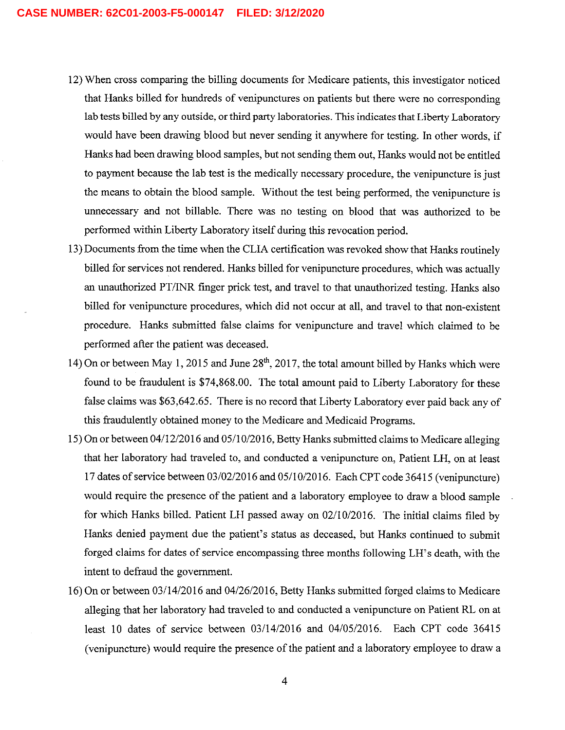12) When cross comparing the billing documents for Medicare patients, this investigator noticed that Hanks billed for hundreds of venipunctures on patients but there were no corresponding lab tests billed by any outside, or third party laboratories. This indicates that Liberty Laboratory would have been drawing blood but never sending it anywhere for testing. In other words, if Hanks had been drawing blood samples, but not sending them out, Hanks would not be entitled to payment because the lab test is the medically necessary procedure, the venipuncture is just the means to obtain the blood sample. Without the test being performed, the venipuncture is unnecessary and not billable. There was no testing on blood that was authorized to be performed within Liberty Laboratory itself during this revocation period.

13) Documents from the time when the CLIA certification was revoked show that Hanks routinely billed for services not rendered. Hanks billed for venipuncture procedures, which was actually an unauthorized PT/INR finger prick test, and travel to that unauthorized testing. Hanks also billed for venipuncture procedures, which did not occur at all, and travel to that non-existent procedure. Hanks submitted false claims for venipuncture and travel which claimed to be performed after the patient was deceased.

14) On or between May 1, 2015 and June 28th, 2017, the total amount billed by Hanks which were found to be fraudulent is $74,868.00. The total amount paid to Liberty Laboratory for these false claims was $63,642.65. There is no record that Liberty Laboratory ever paid back any of this fraudulently obtained money to the Medicare and Medicaid Programs.

15) On or between 04/12/2016 and 05/10/2016, Betty Hanks submitted claims to Medicare alleging that her laboratory had traveled to, and conducted a venipuncture on, Patient LH, on at least 17 dates of service between 03/02/2016 and 05/10/2016. Each CPT code 36415 (venipuncture) would require the presence of the patient and a laboratory employee to draw a blood sample for which Hanks billed. Patient LH passed away on 02/10/2016. The initial claims filed by Hanks denied payment due the patient's status as deceased, but Hanks continued to submit forged claims for dates of service encompassing three months following LH's death, with the intent to defraud the government.

16) On or between 03/14/2016 and 04/26/2016, Betty Hanks submitted forged claims to Medicare alleging that her laboratory had traveled to and conducted a venipuncture on Patient RL on at least 10 dates of service between 03/14/2016 and 04/05/2016. Each CPT code 36415 (venipuncture) would require the presence of the patient and a laboratory employee to draw a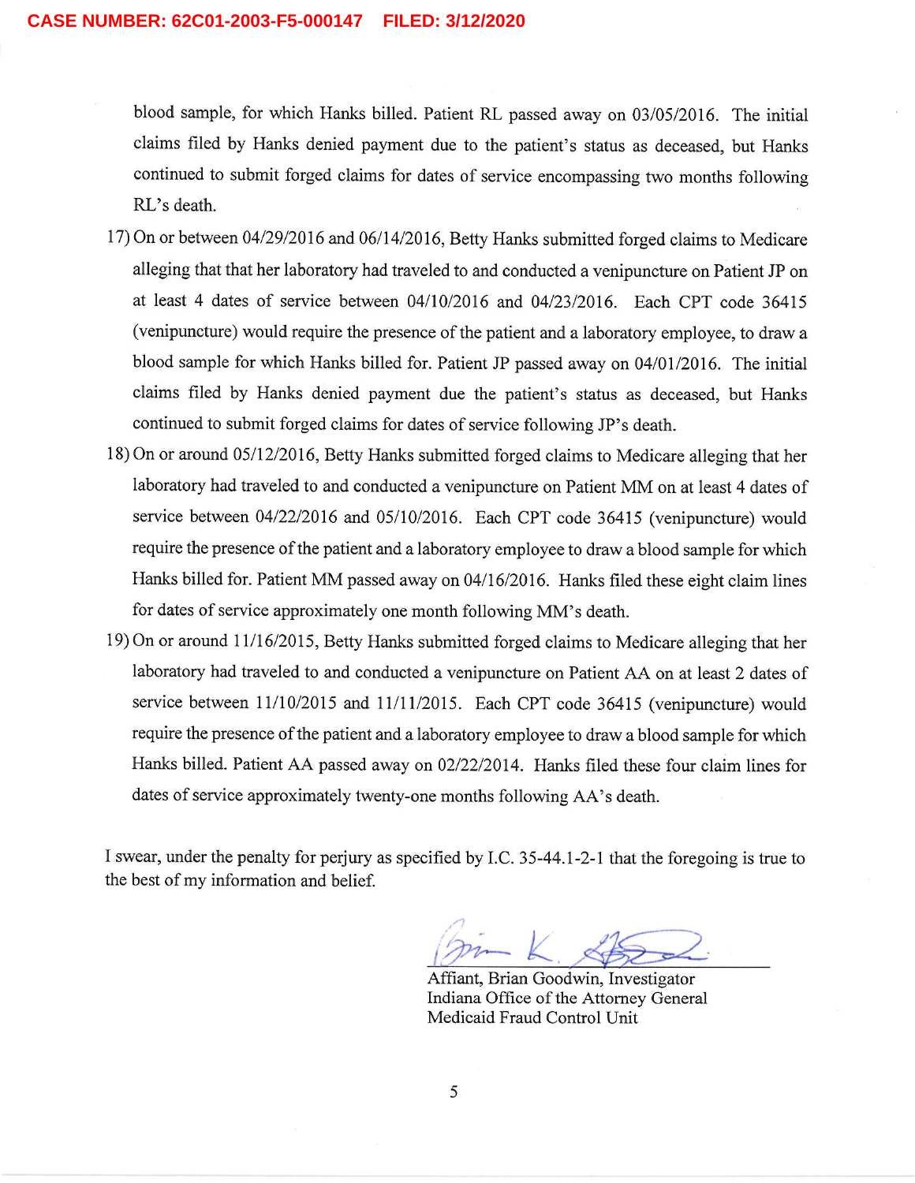blood sample, for which Hanks billed. Patient RL passed away on 03/05/2016. The initial claims filed by Hanks denied payment due to the patient's status as deceased, but Hanks continued to submit forged claims for dates of service encompassing two months following RL's death.

17) On or between 04/29/2016 and 06/14/2016, Betty Hanks submitted forged claims to Medicare alleging that that her laboratory had traveled to and conducted a venipuncture on Patient JP on at least 4 dates of service between 04/10/2016 and 04/23/2016. Each CPT code 36415 (venipuncture) would require the presence of the patient and a laboratory employee, to draw a blood sample for which Hanks billed for. Patient JP passed away on 04/01/2016. The initial claims filed by Hanks denied payment due the patient's status as deceased, but Hanks continued to submit forged claims for dates of service following JP's death.

18) On or around 05/12/2016, Betty Hanks submitted forged claims to Medicare alleging that her laboratory had traveled to and conducted a venipuncture on Patient MM on at least 4 dates of service between 04/22/2016 and 05/10/2016. Each CPT code 36415 (venipuncture) would require the presence of the patient and a laboratory employee to draw a blood sample for which Hanks billed for. Patient MM passed away on 04/16/2016. Hanks filed these eight claim lines for dates of service approximately one month following MM's death.

19) On or around 11/16/2015, Betty Hanks submitted forged claims to Medicare alleging that her laboratory had traveled to and conducted a venipuncture on Patient AA on at least 2 dates of service between 11/10/2015 and 11/11/2015. Each CPT code 36415 (venipuncture) would require the presence of the patient and a laboratory employee to draw a blood sample for which Hanks billed. Patient AA passed away on 02/22/2014. Hanks filed these four claim lines for dates of service approximately twenty-one months following AA's death.

I swear, under the penalty for perjury as specified by I.C. 35-44.1-2-1 that the foregoing is true to the best of my information and belief.

Affiant, Brian Goodwin, Investigator
Indiana Office of the Attorney General
Medicaid Fraud Control Unit